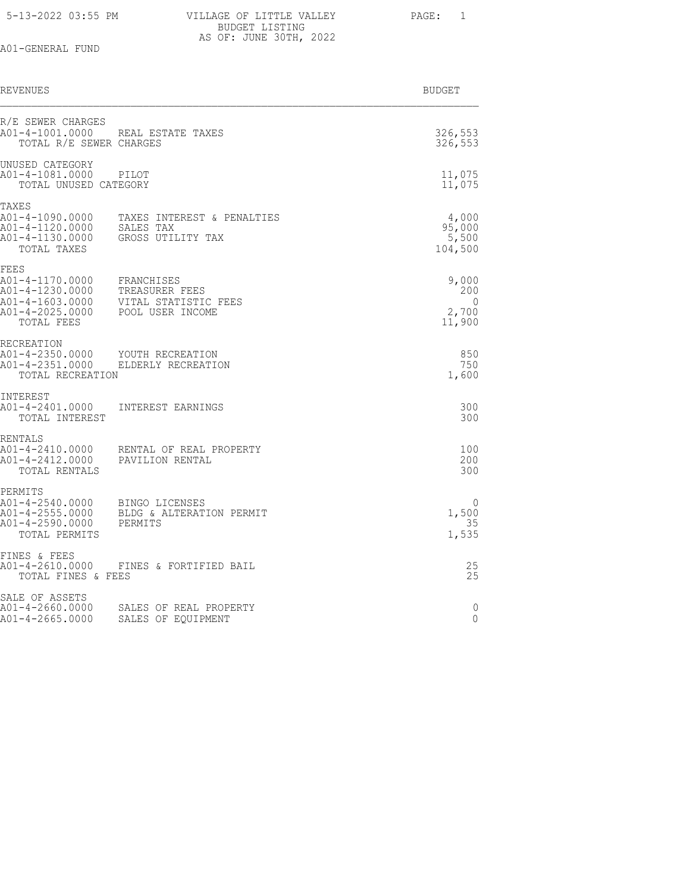# VILLAGE OF LITTLE VALLEY

## BUDGET LISTING

### AS OF: JUNE 30TH, 2022

A01-GENERAL FUND

| REVENUES | | BUDGET |
|---|---|---|
| **R/E SEWER CHARGES** | | |
| A01-4-1001.0000 | REAL ESTATE TAXES | 326,553 |
| TOTAL R/E SEWER CHARGES | | 326,553 |
| **UNUSED CATEGORY** | | |
| A01-4-1081.0000 | PILOT | 11,075 |
| TOTAL UNUSED CATEGORY | | 11,075 |
| **TAXES** | | |
| A01-4-1090.0000 | TAXES INTEREST & PENALTIES | 4,000 |
| A01-4-1120.0000 | SALES TAX | 95,000 |
| A01-4-1130.0000 | GROSS UTILITY TAX | 5,500 |
| TOTAL TAXES | | 104,500 |
| **FEES** | | |
| A01-4-1170.0000 | FRANCHISES | 9,000 |
| A01-4-1230.0000 | TREASURER FEES | 200 |
| A01-4-1603.0000 | VITAL STATISTIC FEES | 0 |
| A01-4-2025.0000 | POOL USER INCOME | 2,700 |
| TOTAL FEES | | 11,900 |
| **RECREATION** | | |
| A01-4-2350.0000 | YOUTH RECREATION | 850 |
| A01-4-2351.0000 | ELDERLY RECREATION | 750 |
| TOTAL RECREATION | | 1,600 |
| **INTEREST** | | |
| A01-4-2401.0000 | INTEREST EARNINGS | 300 |
| TOTAL INTEREST | | 300 |
| **RENTALS** | | |
| A01-4-2410.0000 | RENTAL OF REAL PROPERTY | 100 |
| A01-4-2412.0000 | PAVILION RENTAL | 200 |
| TOTAL RENTALS | | 300 |
| **PERMITS** | | |
| A01-4-2540.0000 | BINGO LICENSES | 0 |
| A01-4-2555.0000 | BLDG & ALTERATION PERMIT | 1,500 |
| A01-4-2590.0000 | PERMITS | 35 |
| TOTAL PERMITS | | 1,535 |
| **FINES & FEES** | | |
| A01-4-2610.0000 | FINES & FORTIFIED BAIL | 25 |
| TOTAL FINES & FEES | | 25 |
| **SALE OF ASSETS** | | |
| A01-4-2660.0000 | SALES OF REAL PROPERTY | 0 |
| A01-4-2665.0000 | SALES OF EQUIPMENT | 0 |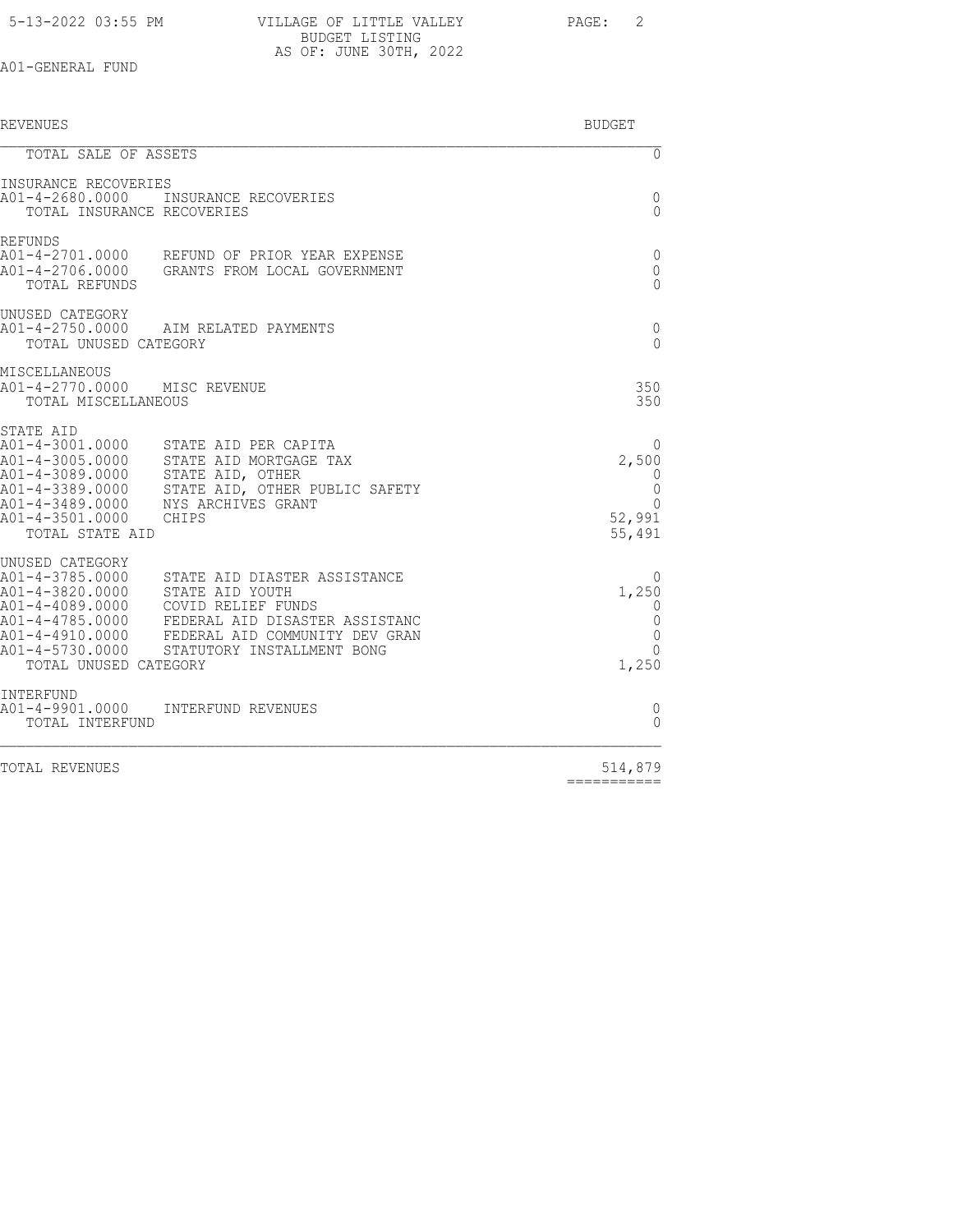VILLAGE OF LITTLE VALLEY
BUDGET LISTING
AS OF: JUNE 30TH, 2022

A01-GENERAL FUND

| REVENUES | | BUDGET |
|---|---|---|
| TOTAL SALE OF ASSETS | | 0 |
| **INSURANCE RECOVERIES** | | |
| A01-4-2680.0000 | INSURANCE RECOVERIES | 0 |
| TOTAL INSURANCE RECOVERIES | | 0 |
| **REFUNDS** | | |
| A01-4-2701.0000 | REFUND OF PRIOR YEAR EXPENSE | 0 |
| A01-4-2706.0000 | GRANTS FROM LOCAL GOVERNMENT | 0 |
| TOTAL REFUNDS | | 0 |
| **UNUSED CATEGORY** | | |
| A01-4-2750.0000 | AIM RELATED PAYMENTS | 0 |
| TOTAL UNUSED CATEGORY | | 0 |
| **MISCELLANEOUS** | | |
| A01-4-2770.0000 | MISC REVENUE | 350 |
| TOTAL MISCELLANEOUS | | 350 |
| **STATE AID** | | |
| A01-4-3001.0000 | STATE AID PER CAPITA | 0 |
| A01-4-3005.0000 | STATE AID MORTGAGE TAX | 2,500 |
| A01-4-3089.0000 | STATE AID, OTHER | 0 |
| A01-4-3389.0000 | STATE AID, OTHER PUBLIC SAFETY | 0 |
| A01-4-3489.0000 | NYS ARCHIVES GRANT | 0 |
| A01-4-3501.0000 | CHIPS | 52,991 |
| TOTAL STATE AID | | 55,491 |
| **UNUSED CATEGORY** | | |
| A01-4-3785.0000 | STATE AID DIASTER ASSISTANCE | 0 |
| A01-4-3820.0000 | STATE AID YOUTH | 1,250 |
| A01-4-4089.0000 | COVID RELIEF FUNDS | 0 |
| A01-4-4785.0000 | FEDERAL AID DISASTER ASSISTANC | 0 |
| A01-4-4910.0000 | FEDERAL AID COMMUNITY DEV GRAN | 0 |
| A01-4-5730.0000 | STATUTORY INSTALLMENT BONG | 0 |
| TOTAL UNUSED CATEGORY | | 1,250 |
| **INTERFUND** | | |
| A01-4-9901.0000 | INTERFUND REVENUES | 0 |
| TOTAL INTERFUND | | 0 |
| **TOTAL REVENUES** | | **514,879** |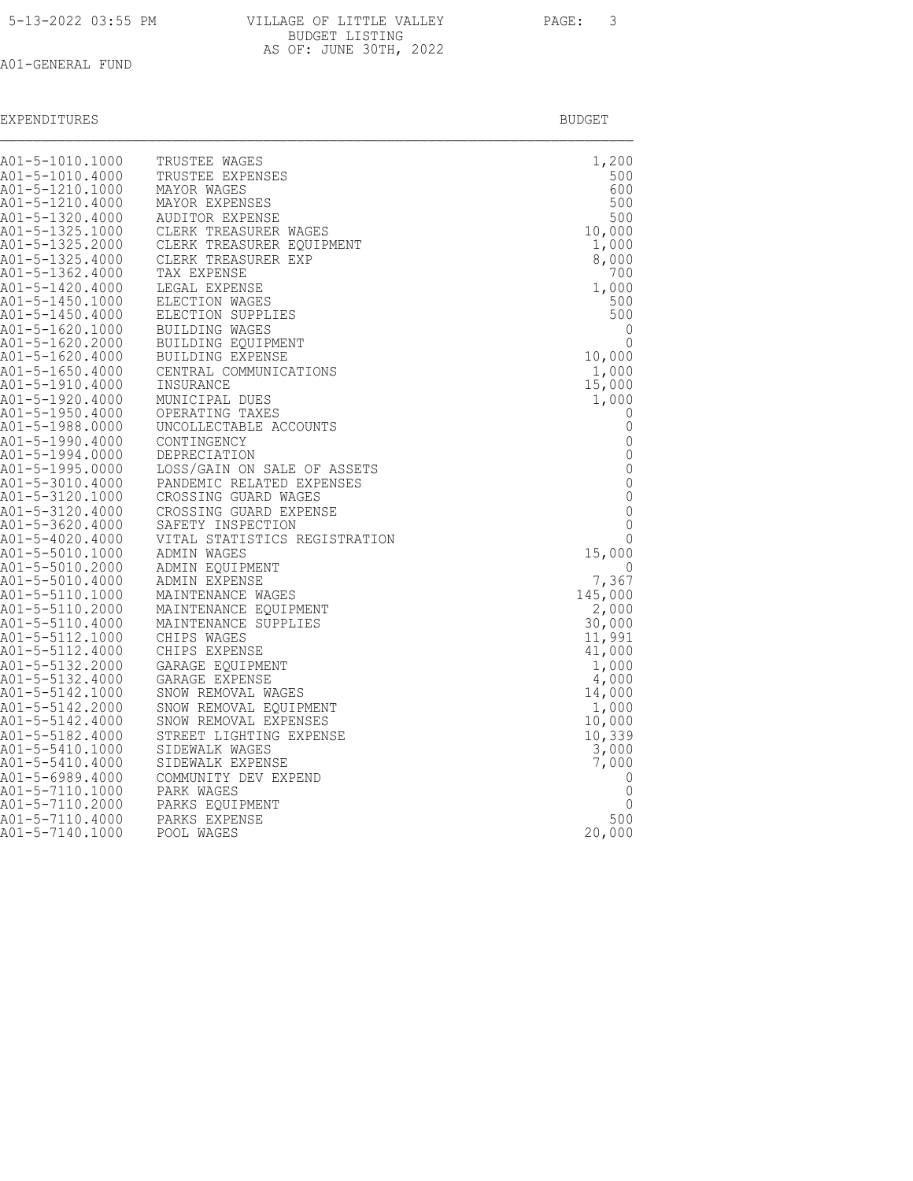VILLAGE OF LITTLE VALLEY
BUDGET LISTING
AS OF: JUNE 30TH, 2022

A01-GENERAL FUND

| EXPENDITURES | | BUDGET |
|---|---|---|
| A01-5-1010.1000 | TRUSTEE WAGES | 1,200 |
| A01-5-1010.4000 | TRUSTEE EXPENSES | 500 |
| A01-5-1210.1000 | MAYOR WAGES | 600 |
| A01-5-1210.4000 | MAYOR EXPENSES | 500 |
| A01-5-1320.4000 | AUDITOR EXPENSE | 500 |
| A01-5-1325.1000 | CLERK TREASURER WAGES | 10,000 |
| A01-5-1325.2000 | CLERK TREASURER EQUIPMENT | 1,000 |
| A01-5-1325.4000 | CLERK TREASURER EXP | 8,000 |
| A01-5-1362.4000 | TAX EXPENSE | 700 |
| A01-5-1420.4000 | LEGAL EXPENSE | 1,000 |
| A01-5-1450.1000 | ELECTION WAGES | 500 |
| A01-5-1450.4000 | ELECTION SUPPLIES | 500 |
| A01-5-1620.1000 | BUILDING WAGES | 0 |
| A01-5-1620.2000 | BUILDING EQUIPMENT | 0 |
| A01-5-1620.4000 | BUILDING EXPENSE | 10,000 |
| A01-5-1650.4000 | CENTRAL COMMUNICATIONS | 1,000 |
| A01-5-1910.4000 | INSURANCE | 15,000 |
| A01-5-1920.4000 | MUNICIPAL DUES | 1,000 |
| A01-5-1950.4000 | OPERATING TAXES | 0 |
| A01-5-1988.0000 | UNCOLLECTABLE ACCOUNTS | 0 |
| A01-5-1990.4000 | CONTINGENCY | 0 |
| A01-5-1994.0000 | DEPRECIATION | 0 |
| A01-5-1995.0000 | LOSS/GAIN ON SALE OF ASSETS | 0 |
| A01-5-3010.4000 | PANDEMIC RELATED EXPENSES | 0 |
| A01-5-3120.1000 | CROSSING GUARD WAGES | 0 |
| A01-5-3120.4000 | CROSSING GUARD EXPENSE | 0 |
| A01-5-3620.4000 | SAFETY INSPECTION | 0 |
| A01-5-4020.4000 | VITAL STATISTICS REGISTRATION | 0 |
| A01-5-5010.1000 | ADMIN WAGES | 15,000 |
| A01-5-5010.2000 | ADMIN EQUIPMENT | 0 |
| A01-5-5010.4000 | ADMIN EXPENSE | 7,367 |
| A01-5-5110.1000 | MAINTENANCE WAGES | 145,000 |
| A01-5-5110.2000 | MAINTENANCE EQUIPMENT | 2,000 |
| A01-5-5110.4000 | MAINTENANCE SUPPLIES | 30,000 |
| A01-5-5112.1000 | CHIPS WAGES | 11,991 |
| A01-5-5112.4000 | CHIPS EXPENSE | 41,000 |
| A01-5-5132.2000 | GARAGE EQUIPMENT | 1,000 |
| A01-5-5132.4000 | GARAGE EXPENSE | 4,000 |
| A01-5-5142.1000 | SNOW REMOVAL WAGES | 14,000 |
| A01-5-5142.2000 | SNOW REMOVAL EQUIPMENT | 1,000 |
| A01-5-5142.4000 | SNOW REMOVAL EXPENSES | 10,000 |
| A01-5-5182.4000 | STREET LIGHTING EXPENSE | 10,339 |
| A01-5-5410.1000 | SIDEWALK WAGES | 3,000 |
| A01-5-5410.4000 | SIDEWALK EXPENSE | 7,000 |
| A01-5-6989.4000 | COMMUNITY DEV EXPEND | 0 |
| A01-5-7110.1000 | PARK WAGES | 0 |
| A01-5-7110.2000 | PARKS EQUIPMENT | 0 |
| A01-5-7110.4000 | PARKS EXPENSE | 500 |
| A01-5-7140.1000 | POOL WAGES | 20,000 |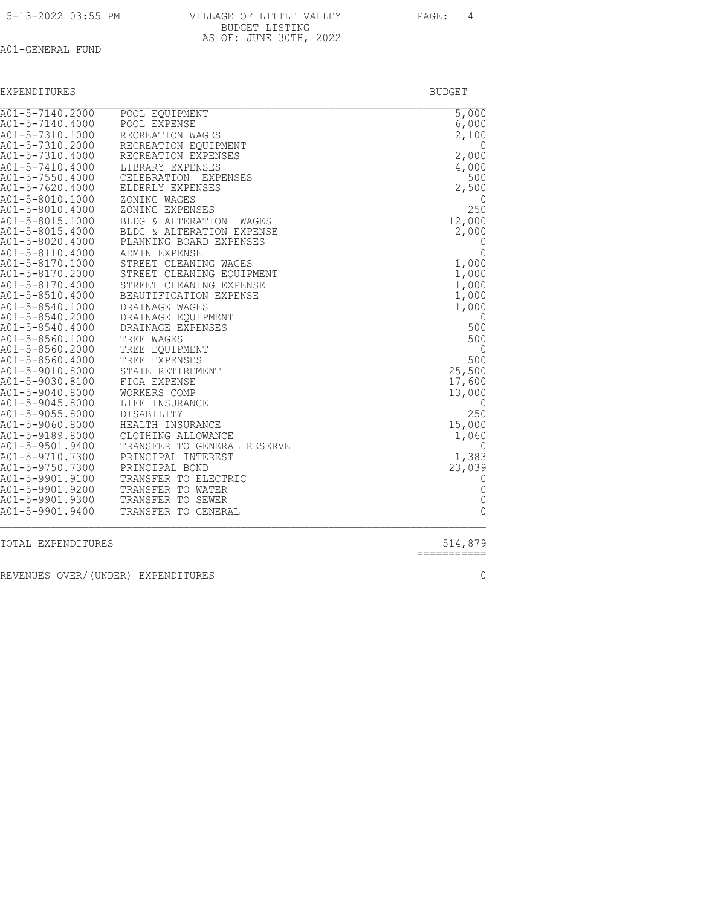A01-GENERAL FUND

| EXPENDITURES | | BUDGET |
|---|---|---|
| A01-5-7140.2000 | POOL EQUIPMENT | 5,000 |
| A01-5-7140.4000 | POOL EXPENSE | 6,000 |
| A01-5-7310.1000 | RECREATION WAGES | 2,100 |
| A01-5-7310.2000 | RECREATION EQUIPMENT | 0 |
| A01-5-7310.4000 | RECREATION EXPENSES | 2,000 |
| A01-5-7410.4000 | LIBRARY EXPENSES | 4,000 |
| A01-5-7550.4000 | CELEBRATION EXPENSES | 500 |
| A01-5-7620.4000 | ELDERLY EXPENSES | 2,500 |
| A01-5-8010.1000 | ZONING WAGES | 0 |
| A01-5-8010.4000 | ZONING EXPENSES | 250 |
| A01-5-8015.1000 | BLDG & ALTERATION WAGES | 12,000 |
| A01-5-8015.4000 | BLDG & ALTERATION EXPENSE | 2,000 |
| A01-5-8020.4000 | PLANNING BOARD EXPENSES | 0 |
| A01-5-8110.4000 | ADMIN EXPENSE | 0 |
| A01-5-8170.1000 | STREET CLEANING WAGES | 1,000 |
| A01-5-8170.2000 | STREET CLEANING EQUIPMENT | 1,000 |
| A01-5-8170.4000 | STREET CLEANING EXPENSE | 1,000 |
| A01-5-8510.4000 | BEAUTIFICATION EXPENSE | 1,000 |
| A01-5-8540.1000 | DRAINAGE WAGES | 1,000 |
| A01-5-8540.2000 | DRAINAGE EQUIPMENT | 0 |
| A01-5-8540.4000 | DRAINAGE EXPENSES | 500 |
| A01-5-8560.1000 | TREE WAGES | 500 |
| A01-5-8560.2000 | TREE EQUIPMENT | 0 |
| A01-5-8560.4000 | TREE EXPENSES | 500 |
| A01-5-9010.8000 | STATE RETIREMENT | 25,500 |
| A01-5-9030.8100 | FICA EXPENSE | 17,600 |
| A01-5-9040.8000 | WORKERS COMP | 13,000 |
| A01-5-9045.8000 | LIFE INSURANCE | 0 |
| A01-5-9055.8000 | DISABILITY | 250 |
| A01-5-9060.8000 | HEALTH INSURANCE | 15,000 |
| A01-5-9189.8000 | CLOTHING ALLOWANCE | 1,060 |
| A01-5-9501.9400 | TRANSFER TO GENERAL RESERVE | 0 |
| A01-5-9710.7300 | PRINCIPAL INTEREST | 1,383 |
| A01-5-9750.7300 | PRINCIPAL BOND | 23,039 |
| A01-5-9901.9100 | TRANSFER TO ELECTRIC | 0 |
| A01-5-9901.9200 | TRANSFER TO WATER | 0 |
| A01-5-9901.9300 | TRANSFER TO SEWER | 0 |
| A01-5-9901.9400 | TRANSFER TO GENERAL | 0 |
| TOTAL EXPENDITURES | | 514,879 |
| REVENUES OVER/(UNDER) EXPENDITURES | | 0 |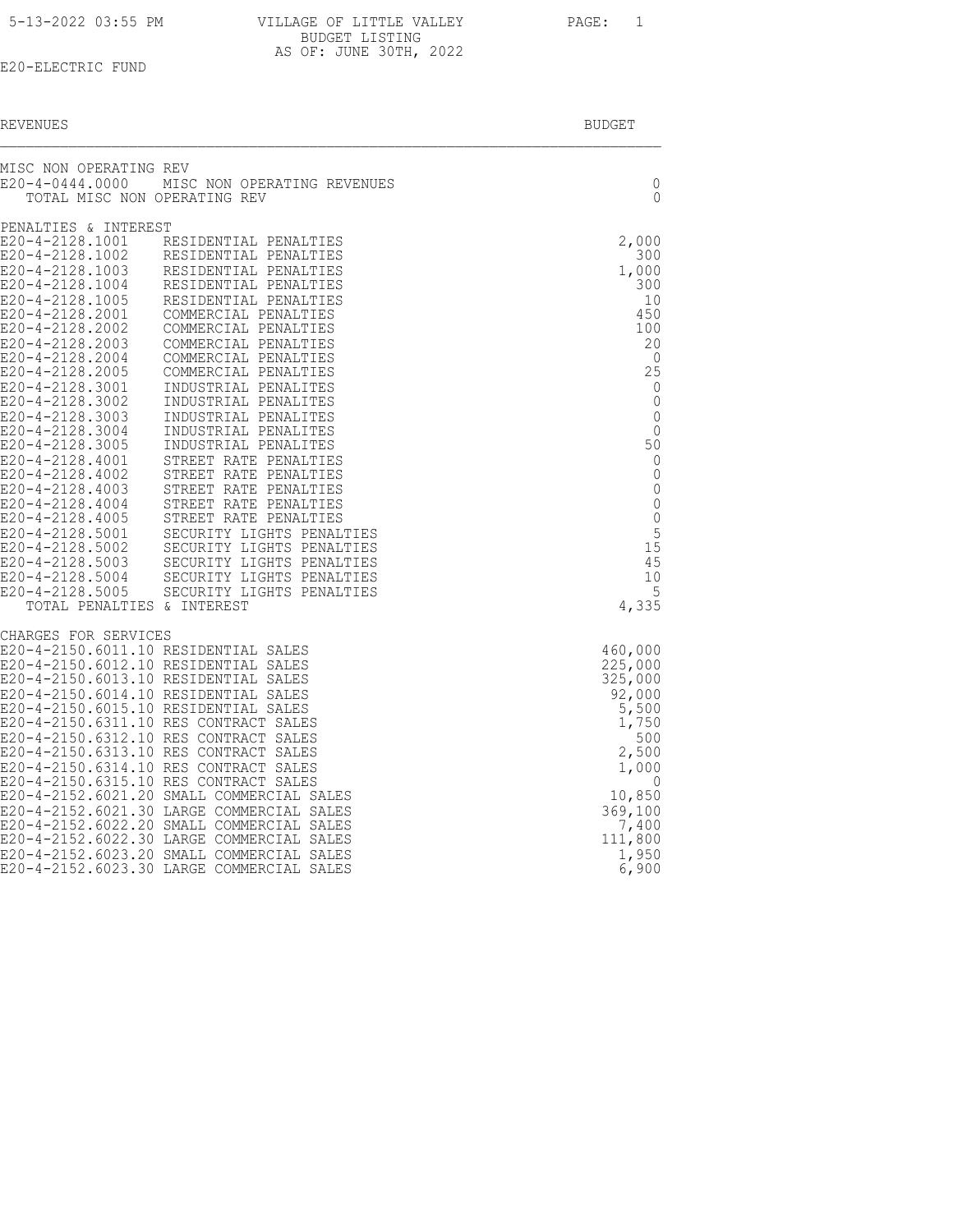VILLAGE OF LITTLE VALLEY
BUDGET LISTING
AS OF: JUNE 30TH, 2022

E20-ELECTRIC FUND

| REVENUES | | BUDGET |
|---|---|---|
| **MISC NON OPERATING REV** | | |
| E20-4-0444.0000 | MISC NON OPERATING REVENUES | 0 |
| TOTAL MISC NON OPERATING REV | | 0 |
| **PENALTIES & INTEREST** | | |
| E20-4-2128.1001 | RESIDENTIAL PENALTIES | 2,000 |
| E20-4-2128.1002 | RESIDENTIAL PENALTIES | 300 |
| E20-4-2128.1003 | RESIDENTIAL PENALTIES | 1,000 |
| E20-4-2128.1004 | RESIDENTIAL PENALTIES | 300 |
| E20-4-2128.1005 | RESIDENTIAL PENALTIES | 10 |
| E20-4-2128.2001 | COMMERCIAL PENALTIES | 450 |
| E20-4-2128.2002 | COMMERCIAL PENALTIES | 100 |
| E20-4-2128.2003 | COMMERCIAL PENALTIES | 20 |
| E20-4-2128.2004 | COMMERCIAL PENALTIES | 0 |
| E20-4-2128.2005 | COMMERCIAL PENALTIES | 25 |
| E20-4-2128.3001 | INDUSTRIAL PENALITES | 0 |
| E20-4-2128.3002 | INDUSTRIAL PENALITES | 0 |
| E20-4-2128.3003 | INDUSTRIAL PENALITES | 0 |
| E20-4-2128.3004 | INDUSTRIAL PENALITES | 0 |
| E20-4-2128.3005 | INDUSTRIAL PENALITES | 50 |
| E20-4-2128.4001 | STREET RATE PENALTIES | 0 |
| E20-4-2128.4002 | STREET RATE PENALTIES | 0 |
| E20-4-2128.4003 | STREET RATE PENALTIES | 0 |
| E20-4-2128.4004 | STREET RATE PENALTIES | 0 |
| E20-4-2128.4005 | STREET RATE PENALTIES | 0 |
| E20-4-2128.5001 | SECURITY LIGHTS PENALTIES | 5 |
| E20-4-2128.5002 | SECURITY LIGHTS PENALTIES | 15 |
| E20-4-2128.5003 | SECURITY LIGHTS PENALTIES | 45 |
| E20-4-2128.5004 | SECURITY LIGHTS PENALTIES | 10 |
| E20-4-2128.5005 | SECURITY LIGHTS PENALTIES | 5 |
| TOTAL PENALTIES & INTEREST | | 4,335 |
| **CHARGES FOR SERVICES** | | |
| E20-4-2150.6011.10 | RESIDENTIAL SALES | 460,000 |
| E20-4-2150.6012.10 | RESIDENTIAL SALES | 225,000 |
| E20-4-2150.6013.10 | RESIDENTIAL SALES | 325,000 |
| E20-4-2150.6014.10 | RESIDENTIAL SALES | 92,000 |
| E20-4-2150.6015.10 | RESIDENTIAL SALES | 5,500 |
| E20-4-2150.6311.10 | RES CONTRACT SALES | 1,750 |
| E20-4-2150.6312.10 | RES CONTRACT SALES | 500 |
| E20-4-2150.6313.10 | RES CONTRACT SALES | 2,500 |
| E20-4-2150.6314.10 | RES CONTRACT SALES | 1,000 |
| E20-4-2150.6315.10 | RES CONTRACT SALES | 0 |
| E20-4-2152.6021.20 | SMALL COMMERCIAL SALES | 10,850 |
| E20-4-2152.6021.30 | LARGE COMMERCIAL SALES | 369,100 |
| E20-4-2152.6022.20 | SMALL COMMERCIAL SALES | 7,400 |
| E20-4-2152.6022.30 | LARGE COMMERCIAL SALES | 111,800 |
| E20-4-2152.6023.20 | SMALL COMMERCIAL SALES | 1,950 |
| E20-4-2152.6023.30 | LARGE COMMERCIAL SALES | 6,900 |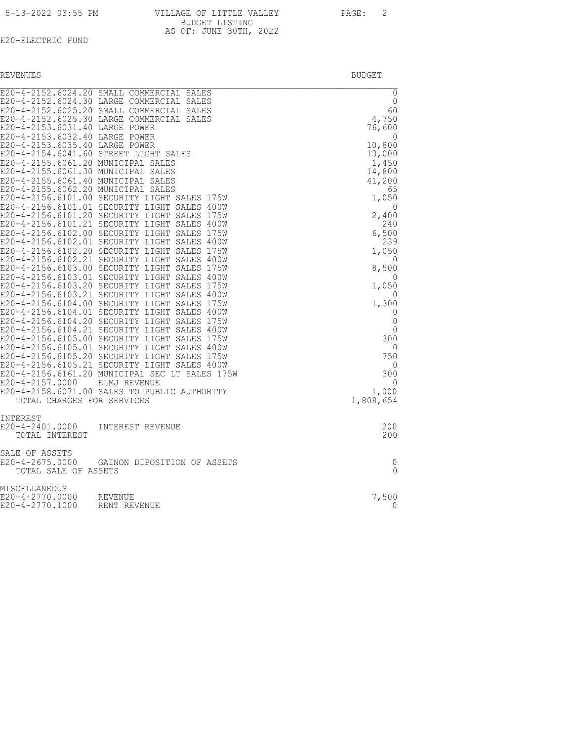VILLAGE OF LITTLE VALLEY
BUDGET LISTING
AS OF: JUNE 30TH, 2022

E20-ELECTRIC FUND

| REVENUES | BUDGET |
|---|---|
| E20-4-2152.6024.20 SMALL COMMERCIAL SALES | 0 |
| E20-4-2152.6024.30 LARGE COMMERCIAL SALES | 0 |
| E20-4-2152.6025.20 SMALL COMMERCIAL SALES | 60 |
| E20-4-2152.6025.30 LARGE COMMERCIAL SALES | 4,750 |
| E20-4-2153.6031.40 LARGE POWER | 76,600 |
| E20-4-2153.6032.40 LARGE POWER | 0 |
| E20-4-2153.6035.40 LARGE POWER | 10,800 |
| E20-4-2154.6041.60 STREET LIGHT SALES | 13,000 |
| E20-4-2155.6061.20 MUNICIPAL SALES | 1,450 |
| E20-4-2155.6061.30 MUNICIPAL SALES | 14,800 |
| E20-4-2155.6061.40 MUNICIPAL SALES | 41,200 |
| E20-4-2155.6062.20 MUNICIPAL SALES | 65 |
| E20-4-2156.6101.00 SECURITY LIGHT SALES 175W | 1,050 |
| E20-4-2156.6101.01 SECURITY LIGHT SALES 400W | 0 |
| E20-4-2156.6101.20 SECURITY LIGHT SALES 175W | 2,400 |
| E20-4-2156.6101.21 SECURITY LIGHT SALES 400W | 240 |
| E20-4-2156.6102.00 SECURITY LIGHT SALES 175W | 6,500 |
| E20-4-2156.6102.01 SECURITY LIGHT SALES 400W | 239 |
| E20-4-2156.6102.20 SECURITY LIGHT SALES 175W | 1,050 |
| E20-4-2156.6102.21 SECURITY LIGHT SALES 400W | 0 |
| E20-4-2156.6103.00 SECURITY LIGHT SALES 175W | 8,500 |
| E20-4-2156.6103.01 SECURITY LIGHT SALES 400W | 0 |
| E20-4-2156.6103.20 SECURITY LIGHT SALES 175W | 1,050 |
| E20-4-2156.6103.21 SECURITY LIGHT SALES 400W | 0 |
| E20-4-2156.6104.00 SECURITY LIGHT SALES 175W | 1,300 |
| E20-4-2156.6104.01 SECURITY LIGHT SALES 400W | 0 |
| E20-4-2156.6104.20 SECURITY LIGHT SALES 175W | 0 |
| E20-4-2156.6104.21 SECURITY LIGHT SALES 400W | 0 |
| E20-4-2156.6105.00 SECURITY LIGHT SALES 175W | 300 |
| E20-4-2156.6105.01 SECURITY LIGHT SALES 400W | 0 |
| E20-4-2156.6105.20 SECURITY LIGHT SALES 175W | 750 |
| E20-4-2156.6105.21 SECURITY LIGHT SALES 400W | 0 |
| E20-4-2156.6161.20 MUNICIPAL SEC LT SALES 175W | 300 |
| E20-4-2157.0000 ELMJ REVENUE | 0 |
| E20-4-2158.6071.00 SALES TO PUBLIC AUTHORITY | 1,000 |
| TOTAL CHARGES FOR SERVICES | 1,808,654 |
| **INTEREST** | |
| E20-4-2401.0000 INTEREST REVENUE | 200 |
| TOTAL INTEREST | 200 |
| **SALE OF ASSETS** | |
| E20-4-2675.0000 GAINON DIPOSITION OF ASSETS | 0 |
| TOTAL SALE OF ASSETS | 0 |
| **MISCELLANEOUS** | |
| E20-4-2770.0000 REVENUE | 7,500 |
| E20-4-2770.1000 RENT REVENUE | 0 |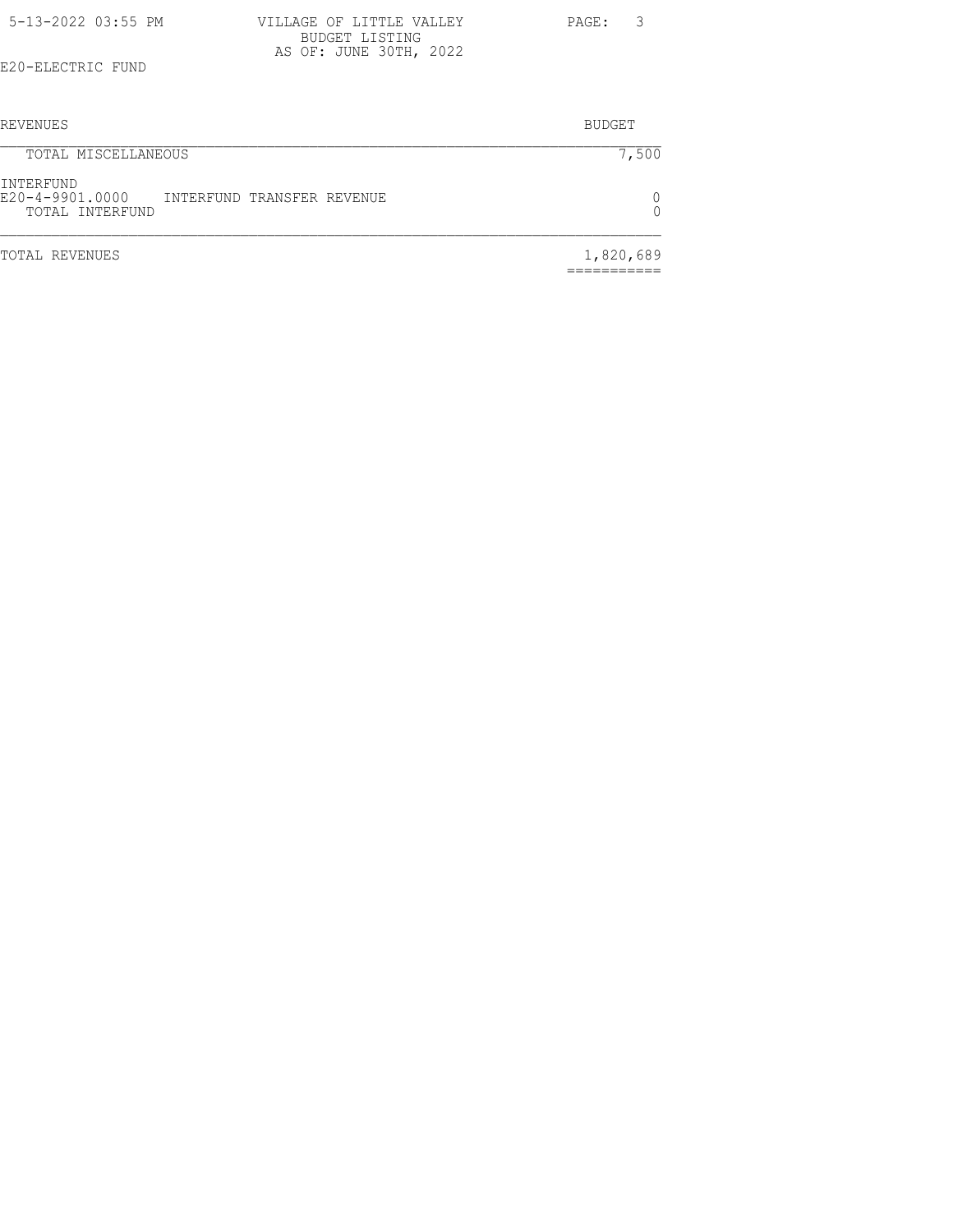E20-ELECTRIC FUND

| REVENUES | | BUDGET |
|---|---|---|
| TOTAL MISCELLANEOUS | | 7,500 |
| INTERFUND | | |
| E20-4-9901.0000 | INTERFUND TRANSFER REVENUE | 0 |
| TOTAL INTERFUND | | 0 |
| TOTAL REVENUES | | 1,820,689 |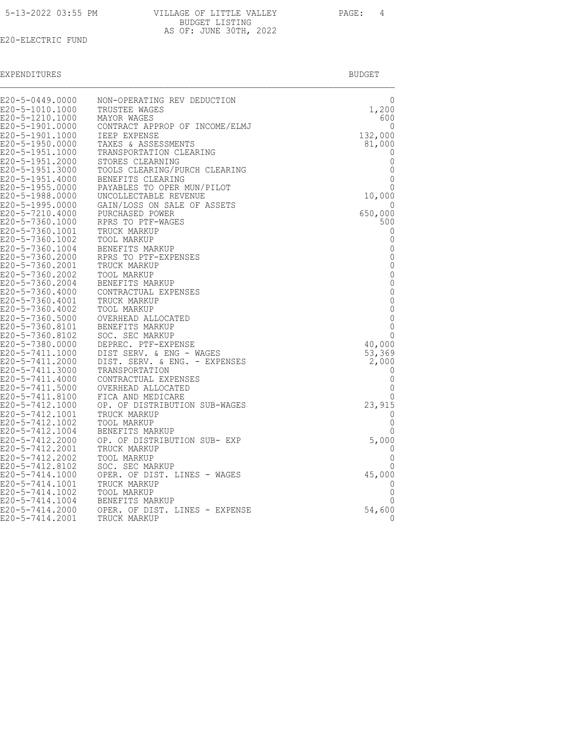VILLAGE OF LITTLE VALLEY
BUDGET LISTING
AS OF: JUNE 30TH, 2022

E20-ELECTRIC FUND

| EXPENDITURES | | BUDGET |
|---|---|---|
| E20-5-0449.0000 | NON-OPERATING REV DEDUCTION | 0 |
| E20-5-1010.1000 | TRUSTEE WAGES | 1,200 |
| E20-5-1210.1000 | MAYOR WAGES | 600 |
| E20-5-1901.0000 | CONTRACT APPROP OF INCOME/ELMJ | 0 |
| E20-5-1901.1000 | IEEP EXPENSE | 132,000 |
| E20-5-1950.0000 | TAXES & ASSESSMENTS | 81,000 |
| E20-5-1951.1000 | TRANSPORTATION CLEARING | 0 |
| E20-5-1951.2000 | STORES CLEARNING | 0 |
| E20-5-1951.3000 | TOOLS CLEARING/PURCH CLEARING | 0 |
| E20-5-1951.4000 | BENEFITS CLEARING | 0 |
| E20-5-1955.0000 | PAYABLES TO OPER MUN/PILOT | 0 |
| E20-5-1988.0000 | UNCOLLECTABLE REVENUE | 10,000 |
| E20-5-1995.0000 | GAIN/LOSS ON SALE OF ASSETS | 0 |
| E20-5-7210.4000 | PURCHASED POWER | 650,000 |
| E20-5-7360.1000 | RPRS TO PTF-WAGES | 500 |
| E20-5-7360.1001 | TRUCK MARKUP | 0 |
| E20-5-7360.1002 | TOOL MARKUP | 0 |
| E20-5-7360.1004 | BENEFITS MARKUP | 0 |
| E20-5-7360.2000 | RPRS TO PTF-EXPENSES | 0 |
| E20-5-7360.2001 | TRUCK MARKUP | 0 |
| E20-5-7360.2002 | TOOL MARKUP | 0 |
| E20-5-7360.2004 | BENEFITS MARKUP | 0 |
| E20-5-7360.4000 | CONTRACTUAL EXPENSES | 0 |
| E20-5-7360.4001 | TRUCK MARKUP | 0 |
| E20-5-7360.4002 | TOOL MARKUP | 0 |
| E20-5-7360.5000 | OVERHEAD ALLOCATED | 0 |
| E20-5-7360.8101 | BENEFITS MARKUP | 0 |
| E20-5-7360.8102 | SOC. SEC MARKUP | 0 |
| E20-5-7380.0000 | DEPREC. PTF-EXPENSE | 40,000 |
| E20-5-7411.1000 | DIST SERV. & ENG - WAGES | 53,369 |
| E20-5-7411.2000 | DIST. SERV. & ENG. - EXPENSES | 2,000 |
| E20-5-7411.3000 | TRANSPORTATION | 0 |
| E20-5-7411.4000 | CONTRACTUAL EXPENSES | 0 |
| E20-5-7411.5000 | OVERHEAD ALLOCATED | 0 |
| E20-5-7411.8100 | FICA AND MEDICARE | 0 |
| E20-5-7412.1000 | OP. OF DISTRIBUTION SUB-WAGES | 23,915 |
| E20-5-7412.1001 | TRUCK MARKUP | 0 |
| E20-5-7412.1002 | TOOL MARKUP | 0 |
| E20-5-7412.1004 | BENEFITS MARKUP | 0 |
| E20-5-7412.2000 | OP. OF DISTRIBUTION SUB- EXP | 5,000 |
| E20-5-7412.2001 | TRUCK MARKUP | 0 |
| E20-5-7412.2002 | TOOL MARKUP | 0 |
| E20-5-7412.8102 | SOC. SEC MARKUP | 0 |
| E20-5-7414.1000 | OPER. OF DIST. LINES - WAGES | 45,000 |
| E20-5-7414.1001 | TRUCK MARKUP | 0 |
| E20-5-7414.1002 | TOOL MARKUP | 0 |
| E20-5-7414.1004 | BENEFITS MARKUP | 0 |
| E20-5-7414.2000 | OPER. OF DIST. LINES - EXPENSE | 54,600 |
| E20-5-7414.2001 | TRUCK MARKUP | 0 |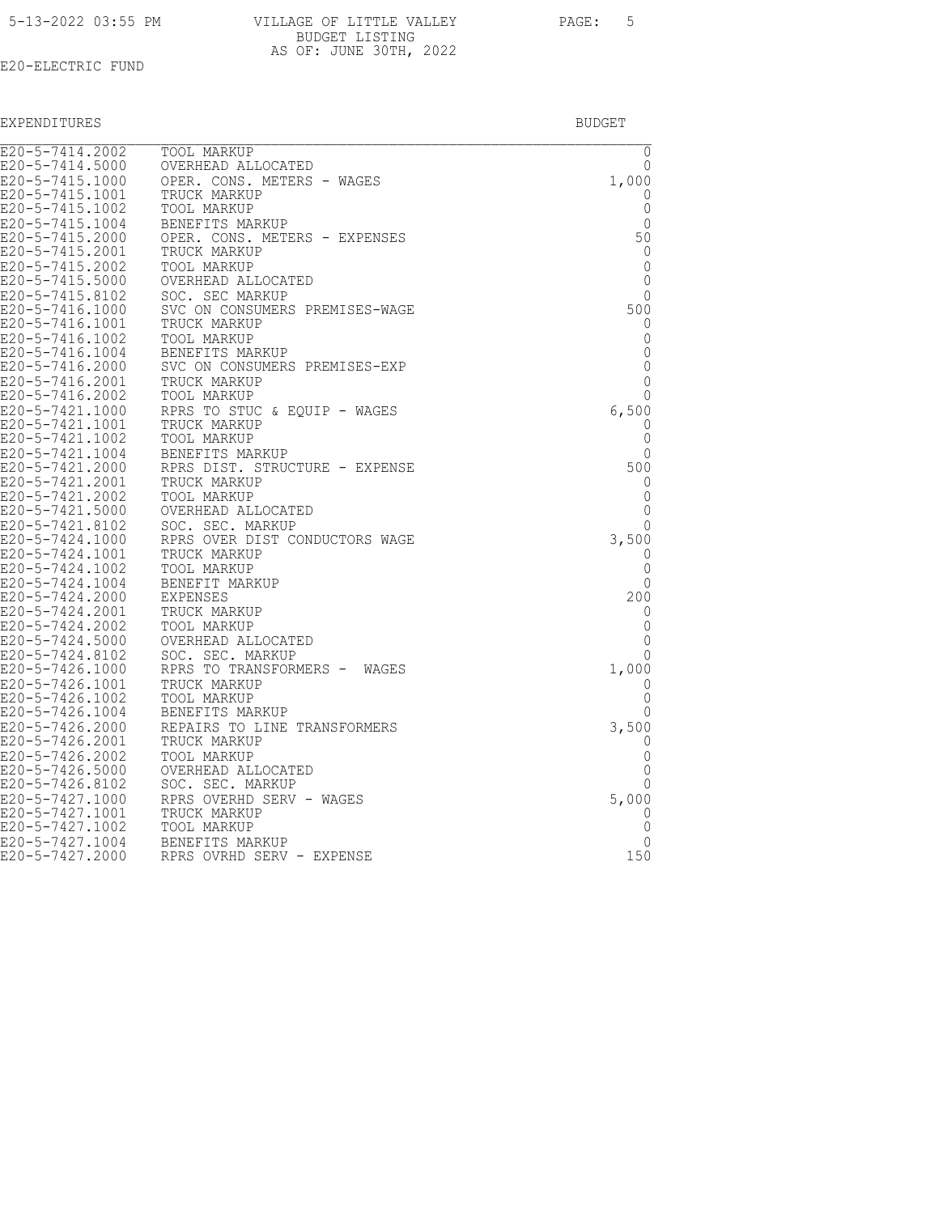VILLAGE OF LITTLE VALLEY
BUDGET LISTING
AS OF: JUNE 30TH, 2022

E20-ELECTRIC FUND

| EXPENDITURES | | BUDGET |
|---|---|---|
| E20-5-7414.2002 | TOOL MARKUP | 0 |
| E20-5-7414.5000 | OVERHEAD ALLOCATED | 0 |
| E20-5-7415.1000 | OPER. CONS. METERS - WAGES | 1,000 |
| E20-5-7415.1001 | TRUCK MARKUP | 0 |
| E20-5-7415.1002 | TOOL MARKUP | 0 |
| E20-5-7415.1004 | BENEFITS MARKUP | 0 |
| E20-5-7415.2000 | OPER. CONS. METERS - EXPENSES | 50 |
| E20-5-7415.2001 | TRUCK MARKUP | 0 |
| E20-5-7415.2002 | TOOL MARKUP | 0 |
| E20-5-7415.5000 | OVERHEAD ALLOCATED | 0 |
| E20-5-7415.8102 | SOC. SEC MARKUP | 0 |
| E20-5-7416.1000 | SVC ON CONSUMERS PREMISES-WAGE | 500 |
| E20-5-7416.1001 | TRUCK MARKUP | 0 |
| E20-5-7416.1002 | TOOL MARKUP | 0 |
| E20-5-7416.1004 | BENEFITS MARKUP | 0 |
| E20-5-7416.2000 | SVC ON CONSUMERS PREMISES-EXP | 0 |
| E20-5-7416.2001 | TRUCK MARKUP | 0 |
| E20-5-7416.2002 | TOOL MARKUP | 0 |
| E20-5-7421.1000 | RPRS TO STUC & EQUIP - WAGES | 6,500 |
| E20-5-7421.1001 | TRUCK MARKUP | 0 |
| E20-5-7421.1002 | TOOL MARKUP | 0 |
| E20-5-7421.1004 | BENEFITS MARKUP | 0 |
| E20-5-7421.2000 | RPRS DIST. STRUCTURE - EXPENSE | 500 |
| E20-5-7421.2001 | TRUCK MARKUP | 0 |
| E20-5-7421.2002 | TOOL MARKUP | 0 |
| E20-5-7421.5000 | OVERHEAD ALLOCATED | 0 |
| E20-5-7421.8102 | SOC. SEC. MARKUP | 0 |
| E20-5-7424.1000 | RPRS OVER DIST CONDUCTORS WAGE | 3,500 |
| E20-5-7424.1001 | TRUCK MARKUP | 0 |
| E20-5-7424.1002 | TOOL MARKUP | 0 |
| E20-5-7424.1004 | BENEFIT MARKUP | 0 |
| E20-5-7424.2000 | EXPENSES | 200 |
| E20-5-7424.2001 | TRUCK MARKUP | 0 |
| E20-5-7424.2002 | TOOL MARKUP | 0 |
| E20-5-7424.5000 | OVERHEAD ALLOCATED | 0 |
| E20-5-7424.8102 | SOC. SEC. MARKUP | 0 |
| E20-5-7426.1000 | RPRS TO TRANSFORMERS - WAGES | 1,000 |
| E20-5-7426.1001 | TRUCK MARKUP | 0 |
| E20-5-7426.1002 | TOOL MARKUP | 0 |
| E20-5-7426.1004 | BENEFITS MARKUP | 0 |
| E20-5-7426.2000 | REPAIRS TO LINE TRANSFORMERS | 3,500 |
| E20-5-7426.2001 | TRUCK MARKUP | 0 |
| E20-5-7426.2002 | TOOL MARKUP | 0 |
| E20-5-7426.5000 | OVERHEAD ALLOCATED | 0 |
| E20-5-7426.8102 | SOC. SEC. MARKUP | 0 |
| E20-5-7427.1000 | RPRS OVERHD SERV - WAGES | 5,000 |
| E20-5-7427.1001 | TRUCK MARKUP | 0 |
| E20-5-7427.1002 | TOOL MARKUP | 0 |
| E20-5-7427.1004 | BENEFITS MARKUP | 0 |
| E20-5-7427.2000 | RPRS OVRHD SERV - EXPENSE | 150 |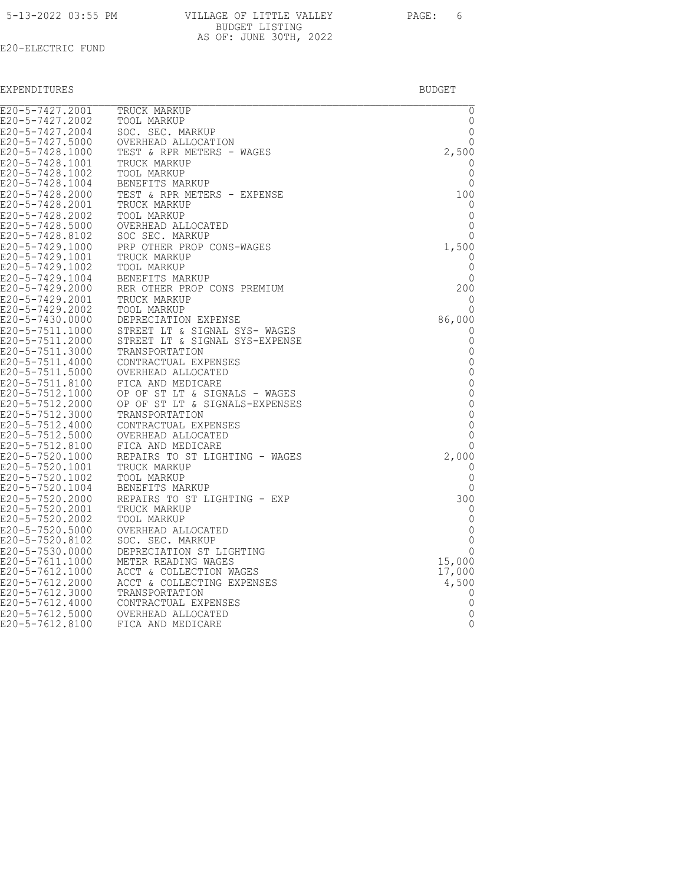E20-ELECTRIC FUND

EXPENDITURES

| | | BUDGET |
|---|---|---|
| E20-5-7427.2001 | TRUCK MARKUP | 0 |
| E20-5-7427.2002 | TOOL MARKUP | 0 |
| E20-5-7427.2004 | SOC. SEC. MARKUP | 0 |
| E20-5-7427.5000 | OVERHEAD ALLOCATION | 0 |
| E20-5-7428.1000 | TEST & RPR METERS - WAGES | 2,500 |
| E20-5-7428.1001 | TRUCK MARKUP | 0 |
| E20-5-7428.1002 | TOOL MARKUP | 0 |
| E20-5-7428.1004 | BENEFITS MARKUP | 0 |
| E20-5-7428.2000 | TEST & RPR METERS - EXPENSE | 100 |
| E20-5-7428.2001 | TRUCK MARKUP | 0 |
| E20-5-7428.2002 | TOOL MARKUP | 0 |
| E20-5-7428.5000 | OVERHEAD ALLOCATED | 0 |
| E20-5-7428.8102 | SOC SEC. MARKUP | 0 |
| E20-5-7429.1000 | PRP OTHER PROP CONS-WAGES | 1,500 |
| E20-5-7429.1001 | TRUCK MARKUP | 0 |
| E20-5-7429.1002 | TOOL MARKUP | 0 |
| E20-5-7429.1004 | BENEFITS MARKUP | 0 |
| E20-5-7429.2000 | RER OTHER PROP CONS PREMIUM | 200 |
| E20-5-7429.2001 | TRUCK MARKUP | 0 |
| E20-5-7429.2002 | TOOL MARKUP | 0 |
| E20-5-7430.0000 | DEPRECIATION EXPENSE | 86,000 |
| E20-5-7511.1000 | STREET LT & SIGNAL SYS- WAGES | 0 |
| E20-5-7511.2000 | STREET LT & SIGNAL SYS-EXPENSE | 0 |
| E20-5-7511.3000 | TRANSPORTATION | 0 |
| E20-5-7511.4000 | CONTRACTUAL EXPENSES | 0 |
| E20-5-7511.5000 | OVERHEAD ALLOCATED | 0 |
| E20-5-7511.8100 | FICA AND MEDICARE | 0 |
| E20-5-7512.1000 | OP OF ST LT & SIGNALS - WAGES | 0 |
| E20-5-7512.2000 | OP OF ST LT & SIGNALS-EXPENSES | 0 |
| E20-5-7512.3000 | TRANSPORTATION | 0 |
| E20-5-7512.4000 | CONTRACTUAL EXPENSES | 0 |
| E20-5-7512.5000 | OVERHEAD ALLOCATED | 0 |
| E20-5-7512.8100 | FICA AND MEDICARE | 0 |
| E20-5-7520.1000 | REPAIRS TO ST LIGHTING - WAGES | 2,000 |
| E20-5-7520.1001 | TRUCK MARKUP | 0 |
| E20-5-7520.1002 | TOOL MARKUP | 0 |
| E20-5-7520.1004 | BENEFITS MARKUP | 0 |
| E20-5-7520.2000 | REPAIRS TO ST LIGHTING - EXP | 300 |
| E20-5-7520.2001 | TRUCK MARKUP | 0 |
| E20-5-7520.2002 | TOOL MARKUP | 0 |
| E20-5-7520.5000 | OVERHEAD ALLOCATED | 0 |
| E20-5-7520.8102 | SOC. SEC. MARKUP | 0 |
| E20-5-7530.0000 | DEPRECIATION ST LIGHTING | 0 |
| E20-5-7611.1000 | METER READING WAGES | 15,000 |
| E20-5-7612.1000 | ACCT & COLLECTION WAGES | 17,000 |
| E20-5-7612.2000 | ACCT & COLLECTING EXPENSES | 4,500 |
| E20-5-7612.3000 | TRANSPORTATION | 0 |
| E20-5-7612.4000 | CONTRACTUAL EXPENSES | 0 |
| E20-5-7612.5000 | OVERHEAD ALLOCATED | 0 |
| E20-5-7612.8100 | FICA AND MEDICARE | 0 |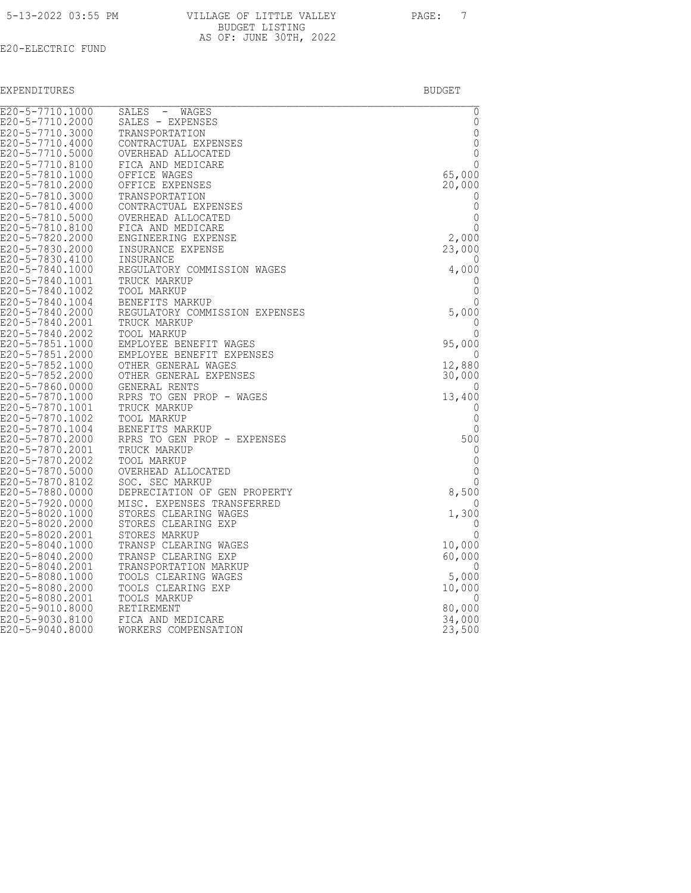VILLAGE OF LITTLE VALLEY
BUDGET LISTING
AS OF: JUNE 30TH, 2022

E20-ELECTRIC FUND

| EXPENDITURES | | BUDGET |
|---|---|---|
| E20-5-7710.1000 | SALES - WAGES | 0 |
| E20-5-7710.2000 | SALES - EXPENSES | 0 |
| E20-5-7710.3000 | TRANSPORTATION | 0 |
| E20-5-7710.4000 | CONTRACTUAL EXPENSES | 0 |
| E20-5-7710.5000 | OVERHEAD ALLOCATED | 0 |
| E20-5-7710.8100 | FICA AND MEDICARE | 0 |
| E20-5-7810.1000 | OFFICE WAGES | 65,000 |
| E20-5-7810.2000 | OFFICE EXPENSES | 20,000 |
| E20-5-7810.3000 | TRANSPORTATION | 0 |
| E20-5-7810.4000 | CONTRACTUAL EXPENSES | 0 |
| E20-5-7810.5000 | OVERHEAD ALLOCATED | 0 |
| E20-5-7810.8100 | FICA AND MEDICARE | 0 |
| E20-5-7820.2000 | ENGINEERING EXPENSE | 2,000 |
| E20-5-7830.2000 | INSURANCE EXPENSE | 23,000 |
| E20-5-7830.4100 | INSURANCE | 0 |
| E20-5-7840.1000 | REGULATORY COMMISSION WAGES | 4,000 |
| E20-5-7840.1001 | TRUCK MARKUP | 0 |
| E20-5-7840.1002 | TOOL MARKUP | 0 |
| E20-5-7840.1004 | BENEFITS MARKUP | 0 |
| E20-5-7840.2000 | REGULATORY COMMISSION EXPENSES | 5,000 |
| E20-5-7840.2001 | TRUCK MARKUP | 0 |
| E20-5-7840.2002 | TOOL MARKUP | 0 |
| E20-5-7851.1000 | EMPLOYEE BENEFIT WAGES | 95,000 |
| E20-5-7851.2000 | EMPLOYEE BENEFIT EXPENSES | 0 |
| E20-5-7852.1000 | OTHER GENERAL WAGES | 12,880 |
| E20-5-7852.2000 | OTHER GENERAL EXPENSES | 30,000 |
| E20-5-7860.0000 | GENERAL RENTS | 0 |
| E20-5-7870.1000 | RPRS TO GEN PROP - WAGES | 13,400 |
| E20-5-7870.1001 | TRUCK MARKUP | 0 |
| E20-5-7870.1002 | TOOL MARKUP | 0 |
| E20-5-7870.1004 | BENEFITS MARKUP | 0 |
| E20-5-7870.2000 | RPRS TO GEN PROP - EXPENSES | 500 |
| E20-5-7870.2001 | TRUCK MARKUP | 0 |
| E20-5-7870.2002 | TOOL MARKUP | 0 |
| E20-5-7870.5000 | OVERHEAD ALLOCATED | 0 |
| E20-5-7870.8102 | SOC. SEC MARKUP | 0 |
| E20-5-7880.0000 | DEPRECIATION OF GEN PROPERTY | 8,500 |
| E20-5-7920.0000 | MISC. EXPENSES TRANSFERRED | 0 |
| E20-5-8020.1000 | STORES CLEARING WAGES | 1,300 |
| E20-5-8020.2000 | STORES CLEARING EXP | 0 |
| E20-5-8020.2001 | STORES MARKUP | 0 |
| E20-5-8040.1000 | TRANSP CLEARING WAGES | 10,000 |
| E20-5-8040.2000 | TRANSP CLEARING EXP | 60,000 |
| E20-5-8040.2001 | TRANSPORTATION MARKUP | 0 |
| E20-5-8080.1000 | TOOLS CLEARING WAGES | 5,000 |
| E20-5-8080.2000 | TOOLS CLEARING EXP | 10,000 |
| E20-5-8080.2001 | TOOLS MARKUP | 0 |
| E20-5-9010.8000 | RETIREMENT | 80,000 |
| E20-5-9030.8100 | FICA AND MEDICARE | 34,000 |
| E20-5-9040.8000 | WORKERS COMPENSATION | 23,500 |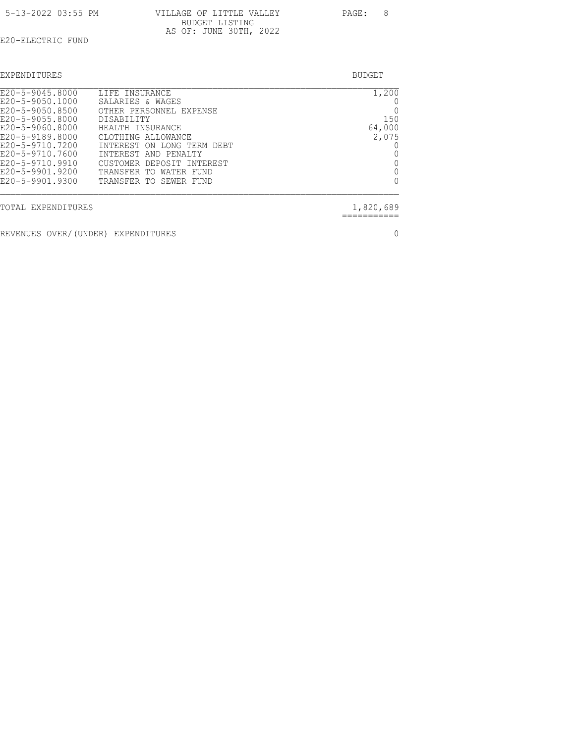VILLAGE OF LITTLE VALLEY
BUDGET LISTING
AS OF: JUNE 30TH, 2022

5-13-2022 03:55 PM

E20-ELECTRIC FUND

| EXPENDITURES | | BUDGET |
|---|---|---|
| E20-5-9045.8000 | LIFE INSURANCE | 1,200 |
| E20-5-9050.1000 | SALARIES & WAGES | 0 |
| E20-5-9050.8500 | OTHER PERSONNEL EXPENSE | 0 |
| E20-5-9055.8000 | DISABILITY | 150 |
| E20-5-9060.8000 | HEALTH INSURANCE | 64,000 |
| E20-5-9189.8000 | CLOTHING ALLOWANCE | 2,075 |
| E20-5-9710.7200 | INTEREST ON LONG TERM DEBT | 0 |
| E20-5-9710.7600 | INTEREST AND PENALTY | 0 |
| E20-5-9710.9910 | CUSTOMER DEPOSIT INTEREST | 0 |
| E20-5-9901.9200 | TRANSFER TO WATER FUND | 0 |
| E20-5-9901.9300 | TRANSFER TO SEWER FUND | 0 |
| TOTAL EXPENDITURES | | 1,820,689 |
| REVENUES OVER/(UNDER) EXPENDITURES | | 0 |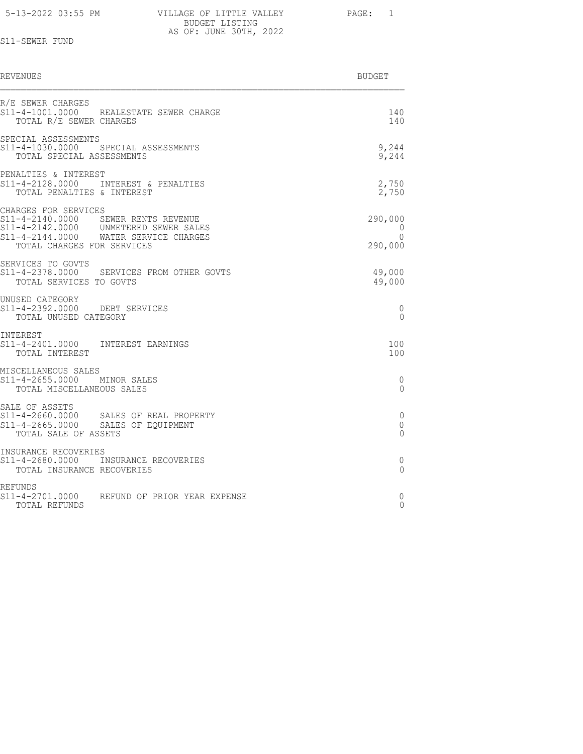5-13-2022 03:55 PM

# VILLAGE OF LITTLE VALLEY
## BUDGET LISTING
### AS OF: JUNE 30TH, 2022

S11-SEWER FUND

| REVENUES | BUDGET |
|---|---|
| **R/E SEWER CHARGES** | |
| S11-4-1001.0000 REALESTATE SEWER CHARGE | 140 |
| TOTAL R/E SEWER CHARGES | 140 |
| **SPECIAL ASSESSMENTS** | |
| S11-4-1030.0000 SPECIAL ASSESSMENTS | 9,244 |
| TOTAL SPECIAL ASSESSMENTS | 9,244 |
| **PENALTIES & INTEREST** | |
| S11-4-2128.0000 INTEREST & PENALTIES | 2,750 |
| TOTAL PENALTIES & INTEREST | 2,750 |
| **CHARGES FOR SERVICES** | |
| S11-4-2140.0000 SEWER RENTS REVENUE | 290,000 |
| S11-4-2142.0000 UNMETERED SEWER SALES | 0 |
| S11-4-2144.0000 WATER SERVICE CHARGES | 0 |
| TOTAL CHARGES FOR SERVICES | 290,000 |
| **SERVICES TO GOVTS** | |
| S11-4-2378.0000 SERVICES FROM OTHER GOVTS | 49,000 |
| TOTAL SERVICES TO GOVTS | 49,000 |
| **UNUSED CATEGORY** | |
| S11-4-2392.0000 DEBT SERVICES | 0 |
| TOTAL UNUSED CATEGORY | 0 |
| **INTEREST** | |
| S11-4-2401.0000 INTEREST EARNINGS | 100 |
| TOTAL INTEREST | 100 |
| **MISCELLANEOUS SALES** | |
| S11-4-2655.0000 MINOR SALES | 0 |
| TOTAL MISCELLANEOUS SALES | 0 |
| **SALE OF ASSETS** | |
| S11-4-2660.0000 SALES OF REAL PROPERTY | 0 |
| S11-4-2665.0000 SALES OF EQUIPMENT | 0 |
| TOTAL SALE OF ASSETS | 0 |
| **INSURANCE RECOVERIES** | |
| S11-4-2680.0000 INSURANCE RECOVERIES | 0 |
| TOTAL INSURANCE RECOVERIES | 0 |
| **REFUNDS** | |
| S11-4-2701.0000 REFUND OF PRIOR YEAR EXPENSE | 0 |
| TOTAL REFUNDS | 0 |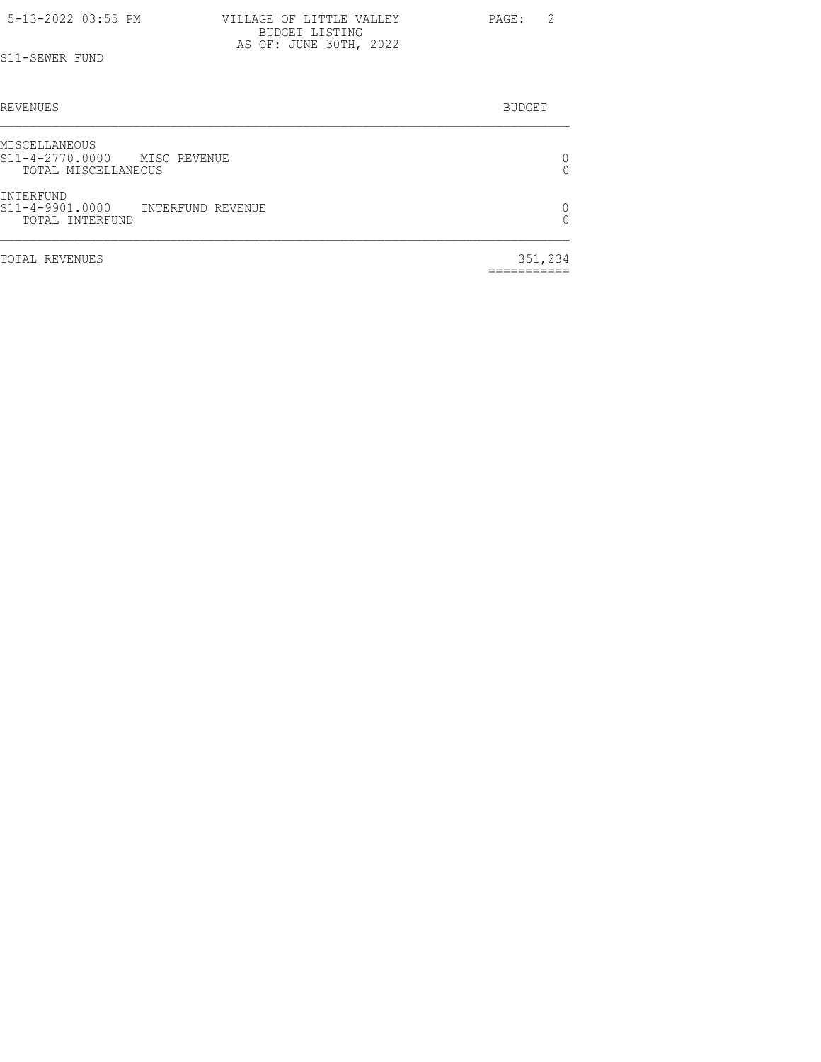S11-SEWER FUND

| REVENUES | BUDGET |
|---|---|
| **MISCELLANEOUS** | |
| S11-4-2770.0000 MISC REVENUE | 0 |
| TOTAL MISCELLANEOUS | 0 |
| **INTERFUND** | |
| S11-4-9901.0000 INTERFUND REVENUE | 0 |
| TOTAL INTERFUND | 0 |
| TOTAL REVENUES | 351,234 |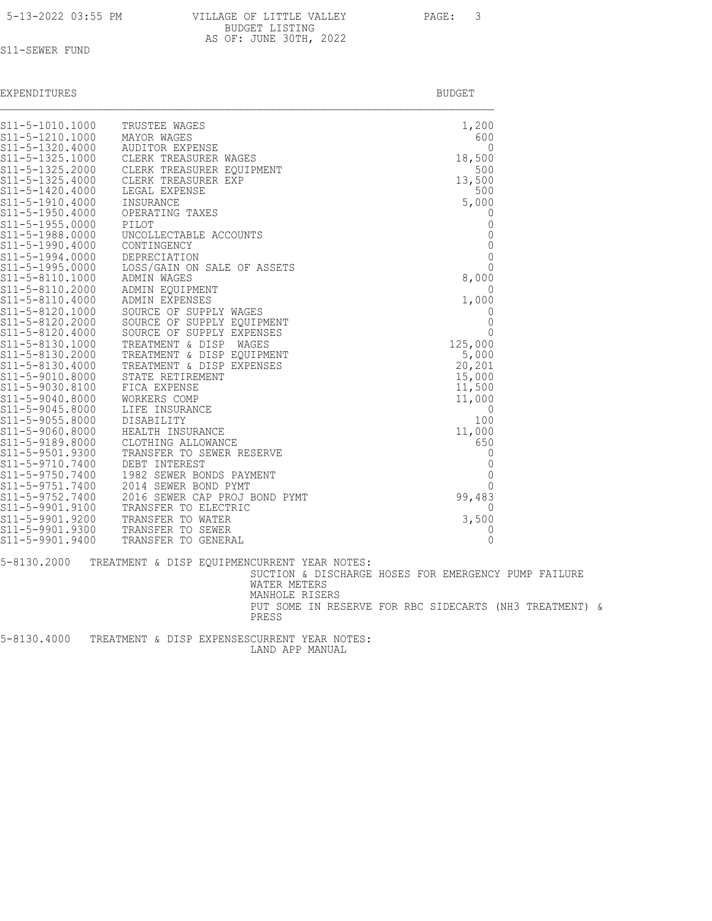VILLAGE OF LITTLE VALLEY
BUDGET LISTING
AS OF: JUNE 30TH, 2022

S11-SEWER FUND

| EXPENDITURES | | BUDGET |
|---|---|---|
| S11-5-1010.1000 | TRUSTEE WAGES | 1,200 |
| S11-5-1210.1000 | MAYOR WAGES | 600 |
| S11-5-1320.4000 | AUDITOR EXPENSE | 0 |
| S11-5-1325.1000 | CLERK TREASURER WAGES | 18,500 |
| S11-5-1325.2000 | CLERK TREASURER EQUIPMENT | 500 |
| S11-5-1325.4000 | CLERK TREASURER EXP | 13,500 |
| S11-5-1420.4000 | LEGAL EXPENSE | 500 |
| S11-5-1910.4000 | INSURANCE | 5,000 |
| S11-5-1950.4000 | OPERATING TAXES | 0 |
| S11-5-1955.0000 | PILOT | 0 |
| S11-5-1988.0000 | UNCOLLECTABLE ACCOUNTS | 0 |
| S11-5-1990.4000 | CONTINGENCY | 0 |
| S11-5-1994.0000 | DEPRECIATION | 0 |
| S11-5-1995.0000 | LOSS/GAIN ON SALE OF ASSETS | 0 |
| S11-5-8110.1000 | ADMIN WAGES | 8,000 |
| S11-5-8110.2000 | ADMIN EQUIPMENT | 0 |
| S11-5-8110.4000 | ADMIN EXPENSES | 1,000 |
| S11-5-8120.1000 | SOURCE OF SUPPLY WAGES | 0 |
| S11-5-8120.2000 | SOURCE OF SUPPLY EQUIPMENT | 0 |
| S11-5-8120.4000 | SOURCE OF SUPPLY EXPENSES | 0 |
| S11-5-8130.1000 | TREATMENT & DISP WAGES | 125,000 |
| S11-5-8130.2000 | TREATMENT & DISP EQUIPMENT | 5,000 |
| S11-5-8130.4000 | TREATMENT & DISP EXPENSES | 20,201 |
| S11-5-9010.8000 | STATE RETIREMENT | 15,000 |
| S11-5-9030.8100 | FICA EXPENSE | 11,500 |
| S11-5-9040.8000 | WORKERS COMP | 11,000 |
| S11-5-9045.8000 | LIFE INSURANCE | 0 |
| S11-5-9055.8000 | DISABILITY | 100 |
| S11-5-9060.8000 | HEALTH INSURANCE | 11,000 |
| S11-5-9189.8000 | CLOTHING ALLOWANCE | 650 |
| S11-5-9501.9300 | TRANSFER TO SEWER RESERVE | 0 |
| S11-5-9710.7400 | DEBT INTEREST | 0 |
| S11-5-9750.7400 | 1982 SEWER BONDS PAYMENT | 0 |
| S11-5-9751.7400 | 2014 SEWER BOND PYMT | 0 |
| S11-5-9752.7400 | 2016 SEWER CAP PROJ BOND PYMT | 99,483 |
| S11-5-9901.9100 | TRANSFER TO ELECTRIC | 0 |
| S11-5-9901.9200 | TRANSFER TO WATER | 3,500 |
| S11-5-9901.9300 | TRANSFER TO SEWER | 0 |
| S11-5-9901.9400 | TRANSFER TO GENERAL | 0 |

5-8130.2000 TREATMENT & DISP EQUIPMENCURRENT YEAR NOTES:
SUCTION & DISCHARGE HOSES FOR EMERGENCY PUMP FAILURE
WATER METERS
MANHOLE RISERS
PUT SOME IN RESERVE FOR RBC SIDECARTS (NH3 TREATMENT) & PRESS

5-8130.4000 TREATMENT & DISP EXPENSESCURRENT YEAR NOTES:
LAND APP MANUAL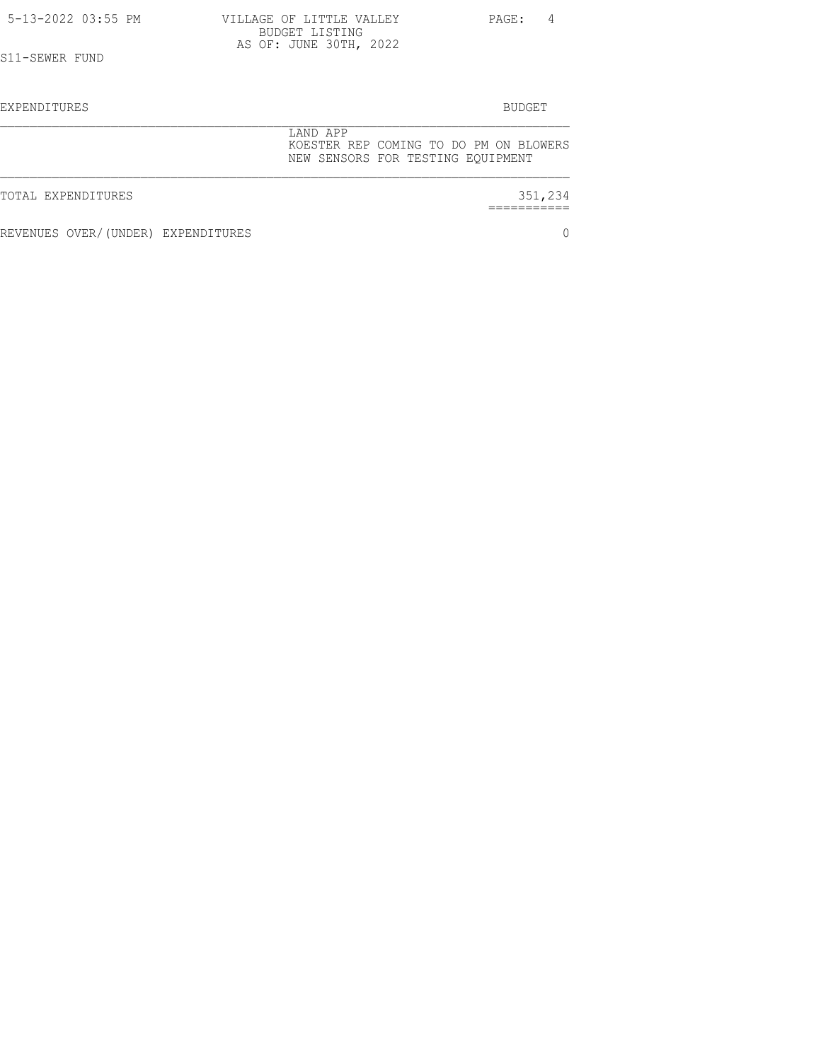S11-SEWER FUND

| EXPENDITURES | | BUDGET |
|---|---|---|
| | LAND APP<br>KOESTER REP COMING TO DO PM ON BLOWERS<br>NEW SENSORS FOR TESTING EQUIPMENT | |
| TOTAL EXPENDITURES | | 351,234 |
| REVENUES OVER/(UNDER) EXPENDITURES | | 0 |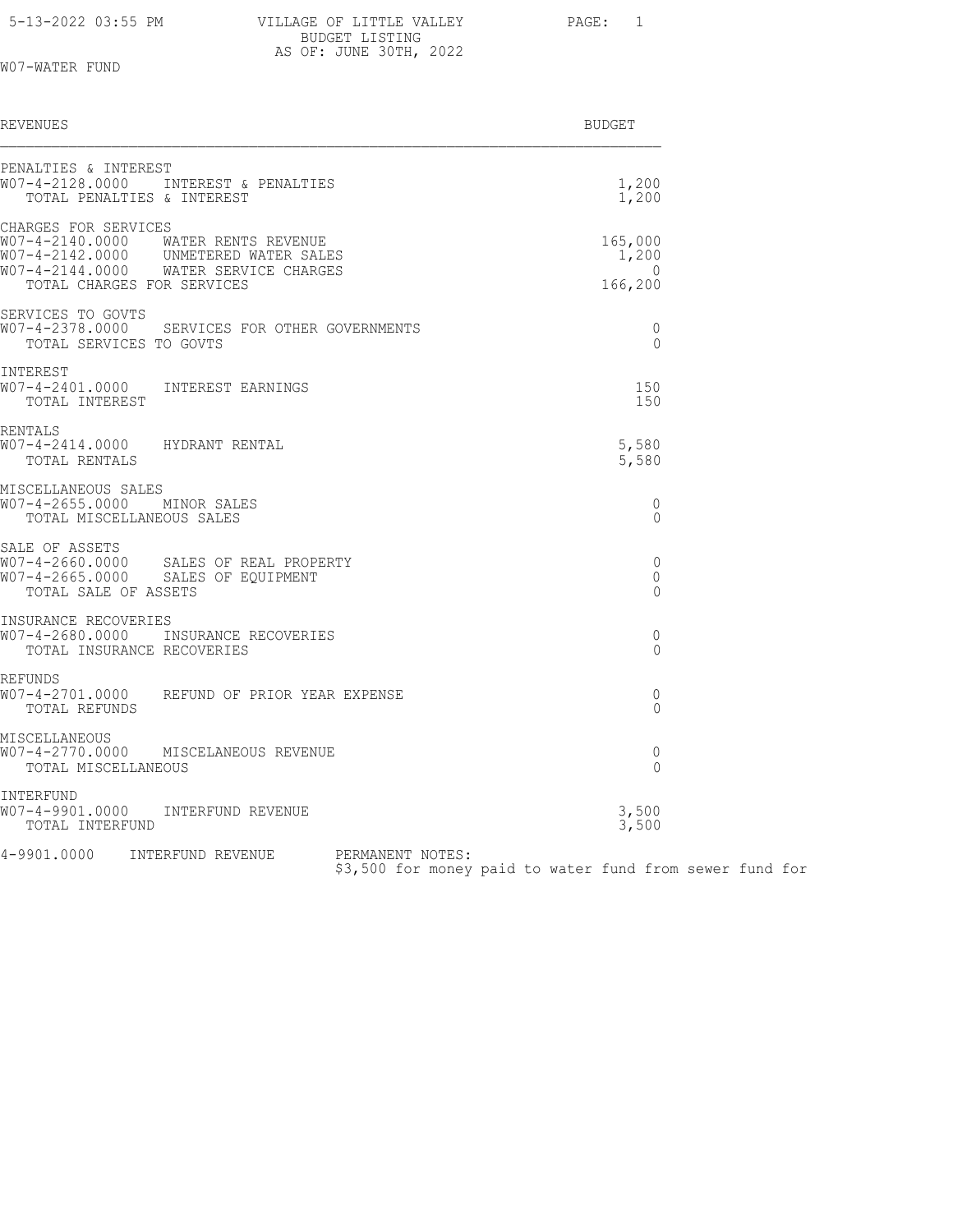5-13-2022 03:55 PM

VILLAGE OF LITTLE VALLEY
BUDGET LISTING
AS OF: JUNE 30TH, 2022

W07-WATER FUND

| REVENUES | BUDGET |
|---|---|
| **PENALTIES & INTEREST** | |
| W07-4-2128.0000 INTEREST & PENALTIES | 1,200 |
| TOTAL PENALTIES & INTEREST | 1,200 |
| **CHARGES FOR SERVICES** | |
| W07-4-2140.0000 WATER RENTS REVENUE | 165,000 |
| W07-4-2142.0000 UNMETERED WATER SALES | 1,200 |
| W07-4-2144.0000 WATER SERVICE CHARGES | 0 |
| TOTAL CHARGES FOR SERVICES | 166,200 |
| **SERVICES TO GOVTS** | |
| W07-4-2378.0000 SERVICES FOR OTHER GOVERNMENTS | 0 |
| TOTAL SERVICES TO GOVTS | 0 |
| **INTEREST** | |
| W07-4-2401.0000 INTEREST EARNINGS | 150 |
| TOTAL INTEREST | 150 |
| **RENTALS** | |
| W07-4-2414.0000 HYDRANT RENTAL | 5,580 |
| TOTAL RENTALS | 5,580 |
| **MISCELLANEOUS SALES** | |
| W07-4-2655.0000 MINOR SALES | 0 |
| TOTAL MISCELLANEOUS SALES | 0 |
| **SALE OF ASSETS** | |
| W07-4-2660.0000 SALES OF REAL PROPERTY | 0 |
| W07-4-2665.0000 SALES OF EQUIPMENT | 0 |
| TOTAL SALE OF ASSETS | 0 |
| **INSURANCE RECOVERIES** | |
| W07-4-2680.0000 INSURANCE RECOVERIES | 0 |
| TOTAL INSURANCE RECOVERIES | 0 |
| **REFUNDS** | |
| W07-4-2701.0000 REFUND OF PRIOR YEAR EXPENSE | 0 |
| TOTAL REFUNDS | 0 |
| **MISCELLANEOUS** | |
| W07-4-2770.0000 MISCELANEOUS REVENUE | 0 |
| TOTAL MISCELLANEOUS | 0 |
| **INTERFUND** | |
| W07-4-9901.0000 INTERFUND REVENUE | 3,500 |
| TOTAL INTERFUND | 3,500 |

4-9901.0000 INTERFUND REVENUE PERMANENT NOTES:
$3,500 for money paid to water fund from sewer fund for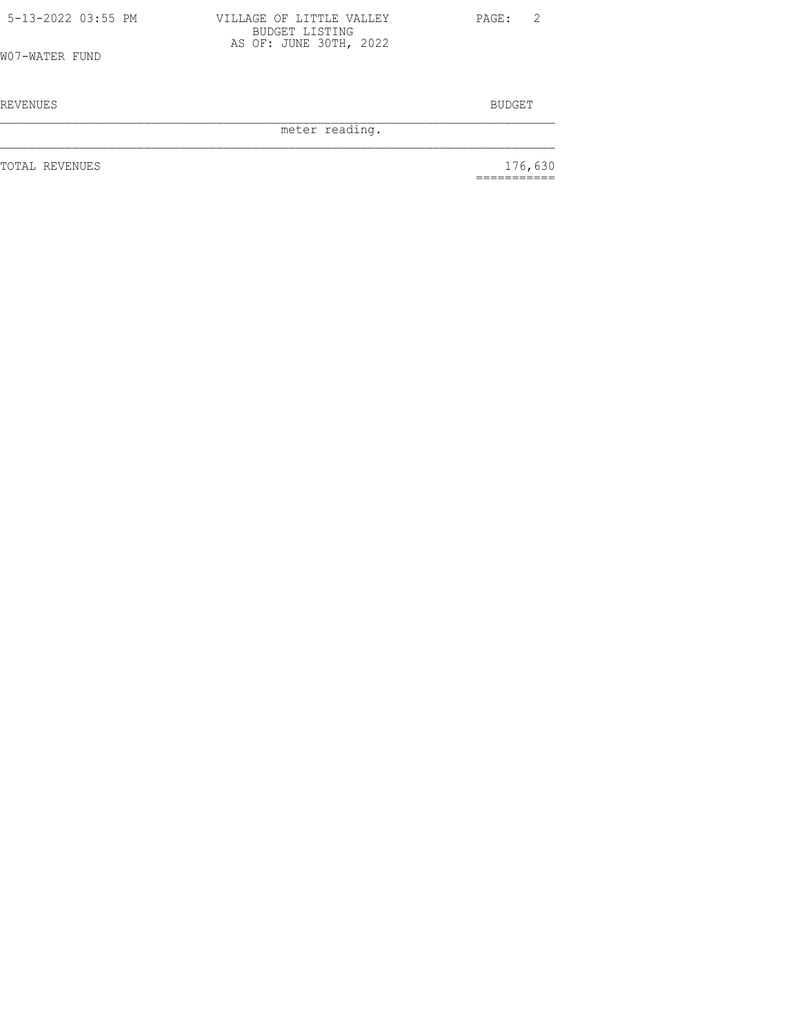W07-WATER FUND

| REVENUES | BUDGET |
| --- | --- |
| meter reading. | |
| TOTAL REVENUES | 176,630 |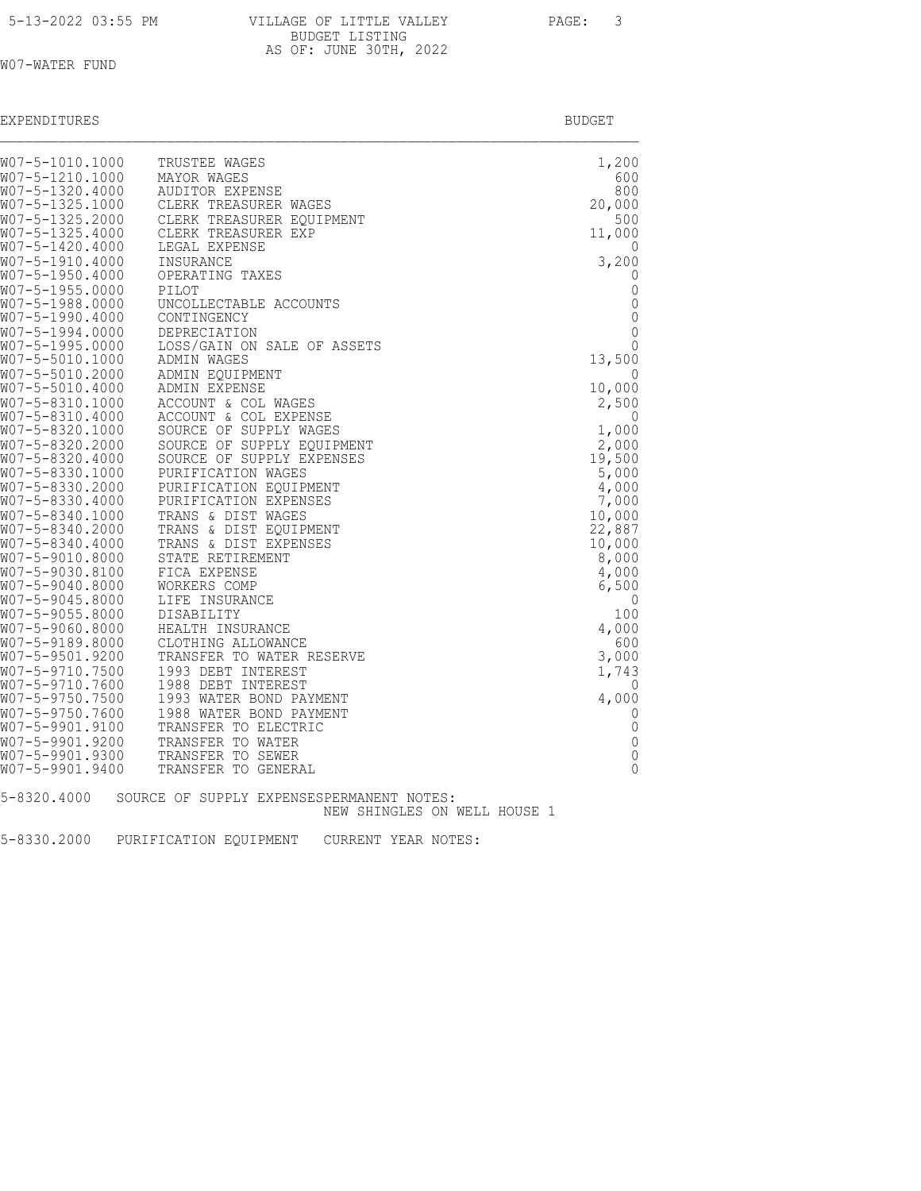VILLAGE OF LITTLE VALLEY
BUDGET LISTING
AS OF: JUNE 30TH, 2022

W07-WATER FUND

| EXPENDITURES | | BUDGET |
|---|---|---|
| W07-5-1010.1000 | TRUSTEE WAGES | 1,200 |
| W07-5-1210.1000 | MAYOR WAGES | 600 |
| W07-5-1320.4000 | AUDITOR EXPENSE | 800 |
| W07-5-1325.1000 | CLERK TREASURER WAGES | 20,000 |
| W07-5-1325.2000 | CLERK TREASURER EQUIPMENT | 500 |
| W07-5-1325.4000 | CLERK TREASURER EXP | 11,000 |
| W07-5-1420.4000 | LEGAL EXPENSE | 0 |
| W07-5-1910.4000 | INSURANCE | 3,200 |
| W07-5-1950.4000 | OPERATING TAXES | 0 |
| W07-5-1955.0000 | PILOT | 0 |
| W07-5-1988.0000 | UNCOLLECTABLE ACCOUNTS | 0 |
| W07-5-1990.4000 | CONTINGENCY | 0 |
| W07-5-1994.0000 | DEPRECIATION | 0 |
| W07-5-1995.0000 | LOSS/GAIN ON SALE OF ASSETS | 0 |
| W07-5-5010.1000 | ADMIN WAGES | 13,500 |
| W07-5-5010.2000 | ADMIN EQUIPMENT | 0 |
| W07-5-5010.4000 | ADMIN EXPENSE | 10,000 |
| W07-5-8310.1000 | ACCOUNT & COL WAGES | 2,500 |
| W07-5-8310.4000 | ACCOUNT & COL EXPENSE | 0 |
| W07-5-8320.1000 | SOURCE OF SUPPLY WAGES | 1,000 |
| W07-5-8320.2000 | SOURCE OF SUPPLY EQUIPMENT | 2,000 |
| W07-5-8320.4000 | SOURCE OF SUPPLY EXPENSES | 19,500 |
| W07-5-8330.1000 | PURIFICATION WAGES | 5,000 |
| W07-5-8330.2000 | PURIFICATION EQUIPMENT | 4,000 |
| W07-5-8330.4000 | PURIFICATION EXPENSES | 7,000 |
| W07-5-8340.1000 | TRANS & DIST WAGES | 10,000 |
| W07-5-8340.2000 | TRANS & DIST EQUIPMENT | 22,887 |
| W07-5-8340.4000 | TRANS & DIST EXPENSES | 10,000 |
| W07-5-9010.8000 | STATE RETIREMENT | 8,000 |
| W07-5-9030.8100 | FICA EXPENSE | 4,000 |
| W07-5-9040.8000 | WORKERS COMP | 6,500 |
| W07-5-9045.8000 | LIFE INSURANCE | 0 |
| W07-5-9055.8000 | DISABILITY | 100 |
| W07-5-9060.8000 | HEALTH INSURANCE | 4,000 |
| W07-5-9189.8000 | CLOTHING ALLOWANCE | 600 |
| W07-5-9501.9200 | TRANSFER TO WATER RESERVE | 3,000 |
| W07-5-9710.7500 | 1993 DEBT INTEREST | 1,743 |
| W07-5-9710.7600 | 1988 DEBT INTEREST | 0 |
| W07-5-9750.7500 | 1993 WATER BOND PAYMENT | 4,000 |
| W07-5-9750.7600 | 1988 WATER BOND PAYMENT | 0 |
| W07-5-9901.9100 | TRANSFER TO ELECTRIC | 0 |
| W07-5-9901.9200 | TRANSFER TO WATER | 0 |
| W07-5-9901.9300 | TRANSFER TO SEWER | 0 |
| W07-5-9901.9400 | TRANSFER TO GENERAL | 0 |

5-8320.4000 SOURCE OF SUPPLY EXPENSESPERMANENT NOTES:
NEW SHINGLES ON WELL HOUSE 1

5-8330.2000 PURIFICATION EQUIPMENT CURRENT YEAR NOTES: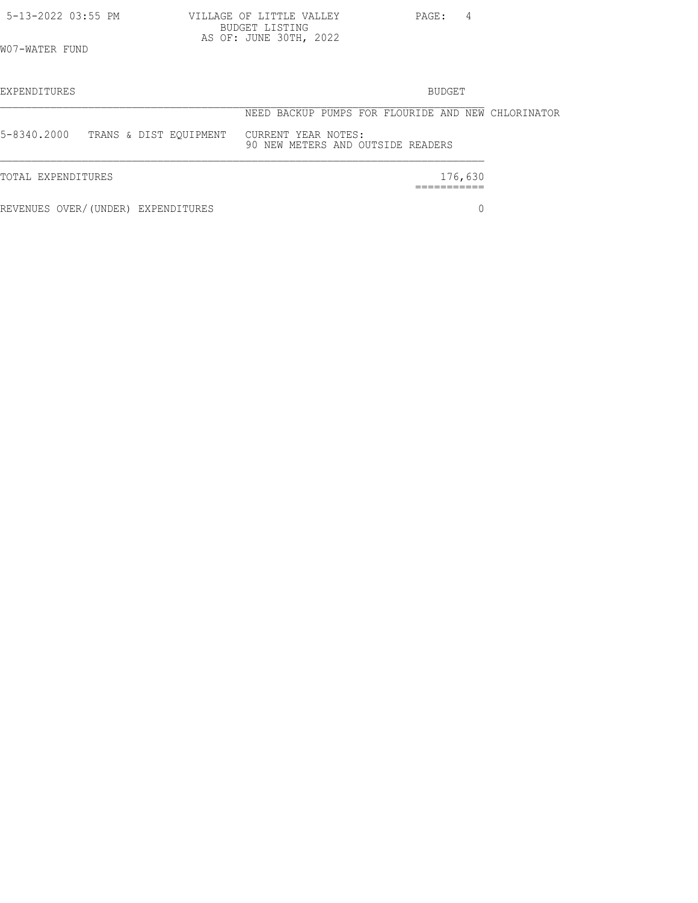W07-WATER FUND

| EXPENDITURES | | | BUDGET |
|---|---|---|---|
| | | NEED BACKUP PUMPS FOR FLOURIDE AND NEW CHLORINATOR | |
| 5-8340.2000 | TRANS & DIST EQUIPMENT | CURRENT YEAR NOTES: 90 NEW METERS AND OUTSIDE READERS | |
| TOTAL EXPENDITURES | | | 176,630 |
| REVENUES OVER/(UNDER) EXPENDITURES | | | 0 |